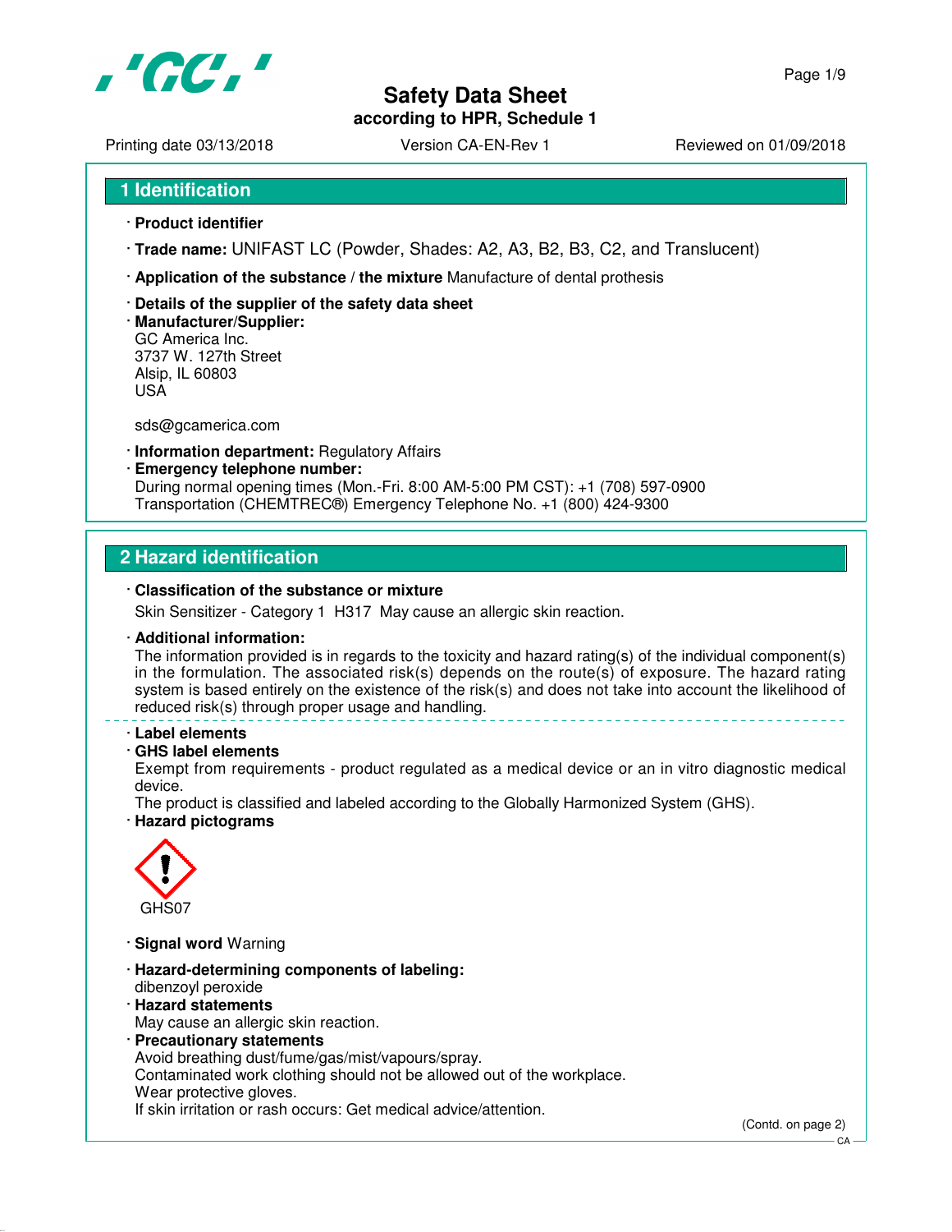# Safety Data Sheet
**according to HPR, Schedule 1**

Printing date 03/13/2018 Version CA-EN-Rev 1 Reviewed on 01/09/2018

## 1 Identification

· **Product identifier**

· **Trade name:** UNIFAST LC (Powder, Shades: A2, A3, B2, B3, C2, and Translucent)

· **Application of the substance / the mixture** Manufacture of dental prothesis

· **Details of the supplier of the safety data sheet**
· **Manufacturer/Supplier:**
GC America Inc.
3737 W. 127th Street
Alsip, IL 60803
USA

sds@gcamerica.com

· **Information department:** Regulatory Affairs
· **Emergency telephone number:**
During normal opening times (Mon.-Fri. 8:00 AM-5:00 PM CST): +1 (708) 597-0900
Transportation (CHEMTREC®) Emergency Telephone No. +1 (800) 424-9300

## 2 Hazard identification

· **Classification of the substance or mixture**
Skin Sensitizer - Category 1 H317 May cause an allergic skin reaction.

· **Additional information:**
The information provided is in regards to the toxicity and hazard rating(s) of the individual component(s) in the formulation. The associated risk(s) depends on the route(s) of exposure. The hazard rating system is based entirely on the existence of the risk(s) and does not take into account the likelihood of reduced risk(s) through proper usage and handling.

· **Label elements**
· **GHS label elements**
Exempt from requirements - product regulated as a medical device or an in vitro diagnostic medical device.
The product is classified and labeled according to the Globally Harmonized System (GHS).
· **Hazard pictograms**

GHS07

· **Signal word** Warning

· **Hazard-determining components of labeling:**
dibenzoyl peroxide
· **Hazard statements**
May cause an allergic skin reaction.
· **Precautionary statements**
Avoid breathing dust/fume/gas/mist/vapours/spray.
Contaminated work clothing should not be allowed out of the workplace.
Wear protective gloves.
If skin irritation or rash occurs: Get medical advice/attention.

(Contd. on page 2)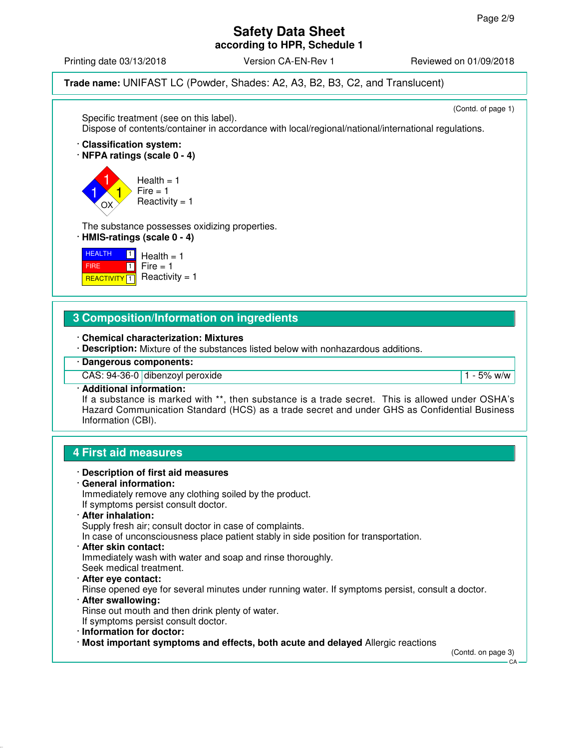**Safety Data Sheet**
**according to HPR, Schedule 1**

Printing date 03/13/2018 | Version CA-EN-Rev 1 | Reviewed on 01/09/2018

**Trade name:** UNIFAST LC (Powder, Shades: A2, A3, B2, B3, C2, and Translucent)

(Contd. of page 1)

Specific treatment (see on this label).
Dispose of contents/container in accordance with local/regional/national/international regulations.

· **Classification system:**
· **NFPA ratings (scale 0 - 4)**

Health = 1
Fire = 1
Reactivity = 1

The substance possesses oxidizing properties.

· **HMIS-ratings (scale 0 - 4)**

| | | |
|---|---|---|
| HEALTH | 1 | Health = 1 |
| FIRE | 1 | Fire = 1 |
| REACTIVITY | 1 | Reactivity = 1 |

## 3 Composition/Information on ingredients

· **Chemical characterization: Mixtures**
· **Description:** Mixture of the substances listed below with nonhazardous additions.

· **Dangerous components:**

| | | |
|---|---|---|
| CAS: 94-36-0 | dibenzoyl peroxide | 1 - 5% w/w |

· **Additional information:**
If a substance is marked with **, then substance is a trade secret. This is allowed under OSHA's Hazard Communication Standard (HCS) as a trade secret and under GHS as Confidential Business Information (CBI).

## 4 First aid measures

· **Description of first aid measures**
· **General information:**
Immediately remove any clothing soiled by the product.
If symptoms persist consult doctor.
· **After inhalation:**
Supply fresh air; consult doctor in case of complaints.
In case of unconsciousness place patient stably in side position for transportation.
· **After skin contact:**
Immediately wash with water and soap and rinse thoroughly.
Seek medical treatment.
· **After eye contact:**
Rinse opened eye for several minutes under running water. If symptoms persist, consult a doctor.
· **After swallowing:**
Rinse out mouth and then drink plenty of water.
If symptoms persist consult doctor.
· **Information for doctor:**
· **Most important symptoms and effects, both acute and delayed** Allergic reactions

(Contd. on page 3)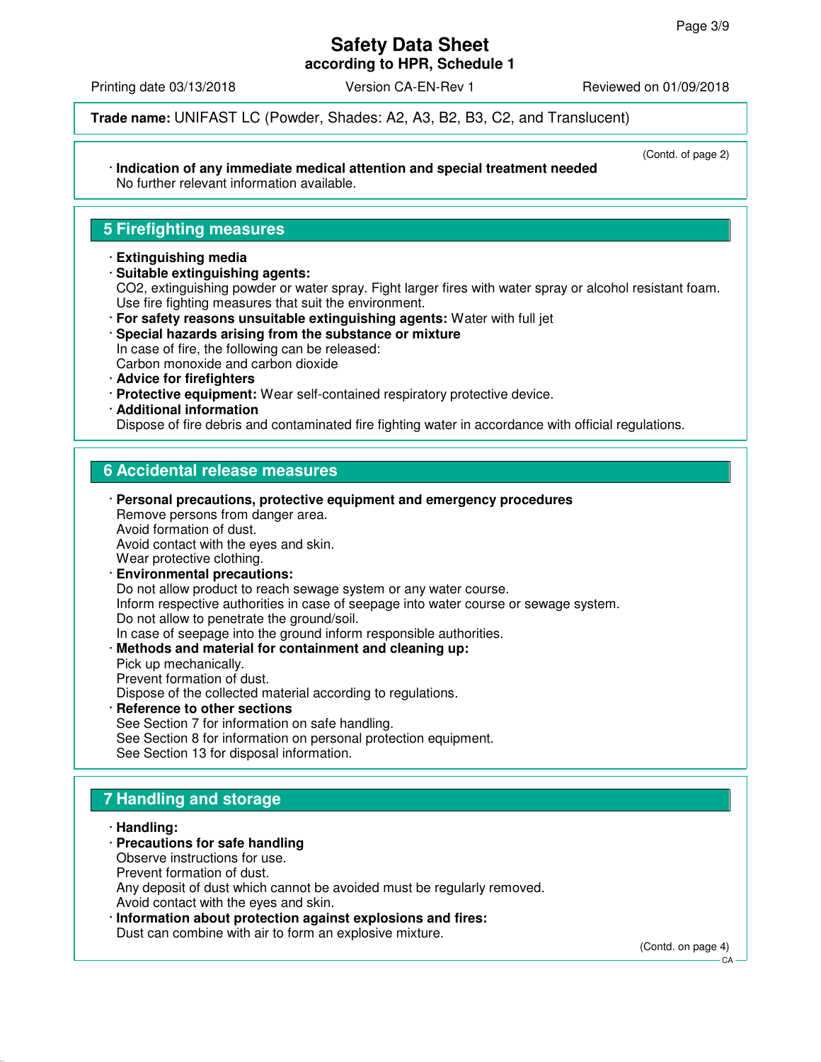**Trade name:** UNIFAST LC (Powder, Shades: A2, A3, B2, B3, C2, and Translucent)

(Contd. of page 2)

· **Indication of any immediate medical attention and special treatment needed**
No further relevant information available.

## 5 Firefighting measures

· **Extinguishing media**
· **Suitable extinguishing agents:**
$CO_2$, extinguishing powder or water spray. Fight larger fires with water spray or alcohol resistant foam.
Use fire fighting measures that suit the environment.
· **For safety reasons unsuitable extinguishing agents:** Water with full jet
· **Special hazards arising from the substance or mixture**
In case of fire, the following can be released:
Carbon monoxide and carbon dioxide
· **Advice for firefighters**
· **Protective equipment:** Wear self-contained respiratory protective device.
· **Additional information**
Dispose of fire debris and contaminated fire fighting water in accordance with official regulations.

## 6 Accidental release measures

· **Personal precautions, protective equipment and emergency procedures**
Remove persons from danger area.
Avoid formation of dust.
Avoid contact with the eyes and skin.
Wear protective clothing.
· **Environmental precautions:**
Do not allow product to reach sewage system or any water course.
Inform respective authorities in case of seepage into water course or sewage system.
Do not allow to penetrate the ground/soil.
In case of seepage into the ground inform responsible authorities.
· **Methods and material for containment and cleaning up:**
Pick up mechanically.
Prevent formation of dust.
Dispose of the collected material according to regulations.
· **Reference to other sections**
See Section 7 for information on safe handling.
See Section 8 for information on personal protection equipment.
See Section 13 for disposal information.

## 7 Handling and storage

· **Handling:**
· **Precautions for safe handling**
Observe instructions for use.
Prevent formation of dust.
Any deposit of dust which cannot be avoided must be regularly removed.
Avoid contact with the eyes and skin.
· **Information about protection against explosions and fires:**
Dust can combine with air to form an explosive mixture.

(Contd. on page 4)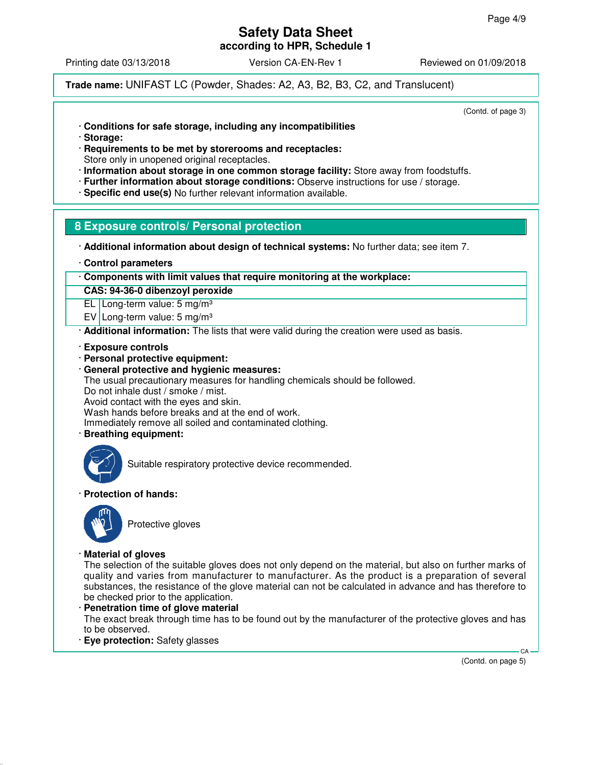**Trade name:** UNIFAST LC (Powder, Shades: A2, A3, B2, B3, C2, and Translucent)

(Contd. of page 3)

· **Conditions for safe storage, including any incompatibilities**
· **Storage:**
· **Requirements to be met by storerooms and receptacles:**
Store only in unopened original receptacles.
· **Information about storage in one common storage facility:** Store away from foodstuffs.
· **Further information about storage conditions:** Observe instructions for use / storage.
· **Specific end use(s)** No further relevant information available.

## 8 Exposure controls/ Personal protection

· **Additional information about design of technical systems:** No further data; see item 7.

· **Control parameters**

| · Components with limit values that require monitoring at the workplace: | |
|---|---|
| **CAS: 94-36-0 dibenzoyl peroxide** | |
| EL | Long-term value: 5 mg/m³ |
| EV | Long-term value: 5 mg/m³ |

· **Additional information:** The lists that were valid during the creation were used as basis.

· **Exposure controls**
· **Personal protective equipment:**
· **General protective and hygienic measures:**
The usual precautionary measures for handling chemicals should be followed.
Do not inhale dust / smoke / mist.
Avoid contact with the eyes and skin.
Wash hands before breaks and at the end of work.
Immediately remove all soiled and contaminated clothing.
· **Breathing equipment:**

Suitable respiratory protective device recommended.

· **Protection of hands:**

Protective gloves

· **Material of gloves**
The selection of the suitable gloves does not only depend on the material, but also on further marks of quality and varies from manufacturer to manufacturer. As the product is a preparation of several substances, the resistance of the glove material can not be calculated in advance and has therefore to be checked prior to the application.
· **Penetration time of glove material**
The exact break through time has to be found out by the manufacturer of the protective gloves and has to be observed.
· **Eye protection:** Safety glasses

(Contd. on page 5)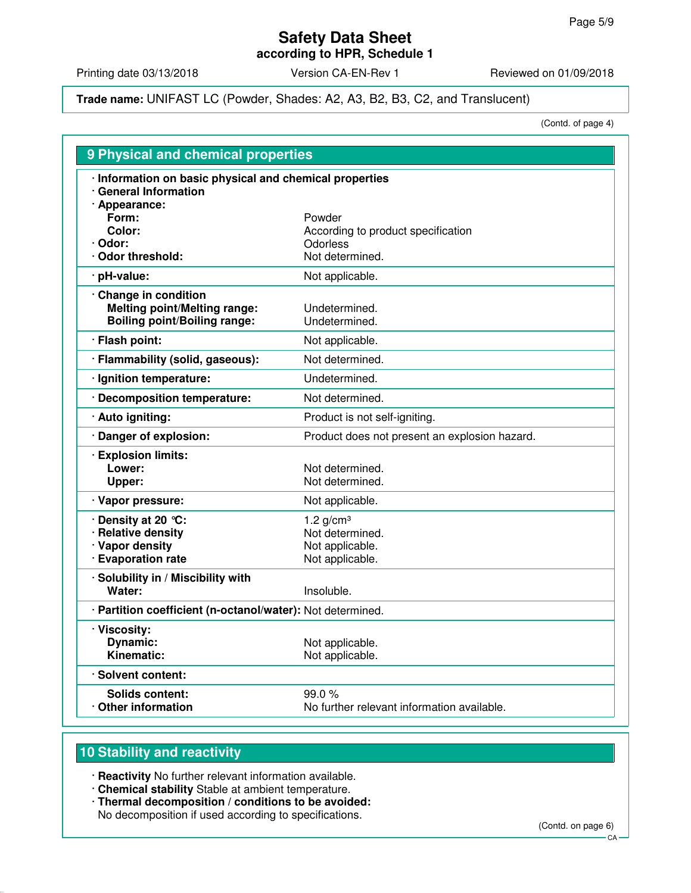**Trade name:** UNIFAST LC (Powder, Shades: A2, A3, B2, B3, C2, and Translucent)

(Contd. of page 4)

## 9 Physical and chemical properties

| | |
|---|---|
| · **Information on basic physical and chemical properties** | |
| · **General Information** | |
| · **Appearance:** | |
| **Form:** | Powder |
| **Color:** | According to product specification |
| · **Odor:** | Odorless |
| · **Odor threshold:** | Not determined. |
| · **pH-value:** | Not applicable. |
| · **Change in condition** | |
| **Melting point/Melting range:** | Undetermined. |
| **Boiling point/Boiling range:** | Undetermined. |
| · **Flash point:** | Not applicable. |
| · **Flammability (solid, gaseous):** | Not determined. |
| · **Ignition temperature:** | Undetermined. |
| · **Decomposition temperature:** | Not determined. |
| · **Auto igniting:** | Product is not self-igniting. |
| · **Danger of explosion:** | Product does not present an explosion hazard. |
| · **Explosion limits:** | |
| **Lower:** | Not determined. |
| **Upper:** | Not determined. |
| · **Vapor pressure:** | Not applicable. |
| · **Density at 20 °C:** | 1.2 g/cm³ |
| · **Relative density** | Not determined. |
| · **Vapor density** | Not applicable. |
| · **Evaporation rate** | Not applicable. |
| · **Solubility in / Miscibility with** | |
| **Water:** | Insoluble. |
| · **Partition coefficient (n-octanol/water):** | Not determined. |
| · **Viscosity:** | |
| **Dynamic:** | Not applicable. |
| **Kinematic:** | Not applicable. |
| · **Solvent content:** | |
| **Solids content:** | 99.0 % |
| · **Other information** | No further relevant information available. |

## 10 Stability and reactivity

· **Reactivity** No further relevant information available.
· **Chemical stability** Stable at ambient temperature.
· **Thermal decomposition / conditions to be avoided:**
No decomposition if used according to specifications.

(Contd. on page 6)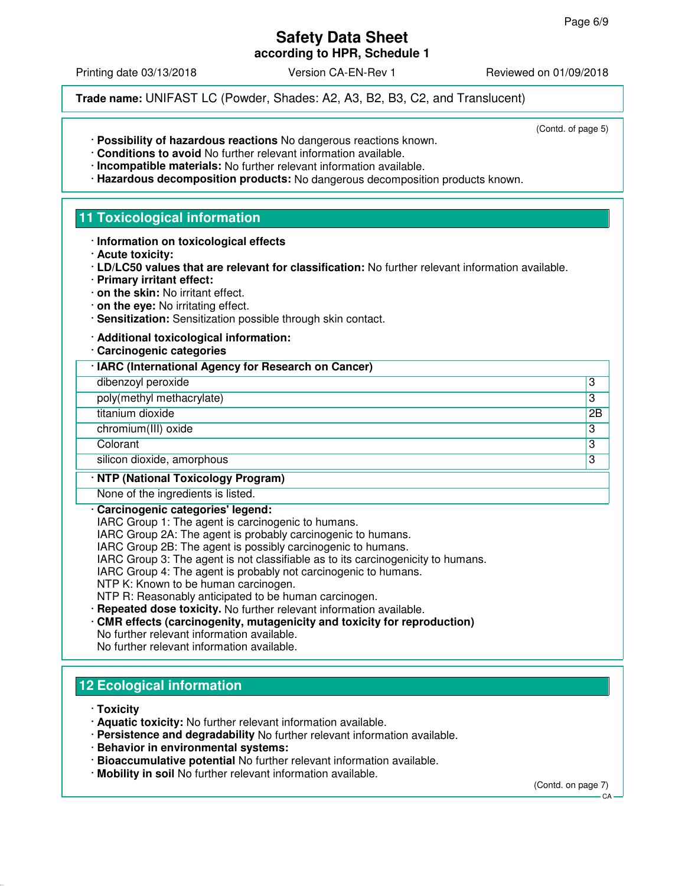**Trade name:** UNIFAST LC (Powder, Shades: A2, A3, B2, B3, C2, and Translucent)

(Contd. of page 5)

· **Possibility of hazardous reactions** No dangerous reactions known.
· **Conditions to avoid** No further relevant information available.
· **Incompatible materials:** No further relevant information available.
· **Hazardous decomposition products:** No dangerous decomposition products known.

## 11 Toxicological information

· **Information on toxicological effects**
· **Acute toxicity:**
· **LD/LC50 values that are relevant for classification:** No further relevant information available.
· **Primary irritant effect:**
· **on the skin:** No irritant effect.
· **on the eye:** No irritating effect.
· **Sensitization:** Sensitization possible through skin contact.

· **Additional toxicological information:**
· **Carcinogenic categories**

| · IARC (International Agency for Research on Cancer) | |
|---|---|
| dibenzoyl peroxide | 3 |
| poly(methyl methacrylate) | 3 |
| titanium dioxide | 2B |
| chromium(III) oxide | 3 |
| Colorant | 3 |
| silicon dioxide, amorphous | 3 |

| · NTP (National Toxicology Program) |
|---|
| None of the ingredients is listed. |

· **Carcinogenic categories' legend:**
IARC Group 1: The agent is carcinogenic to humans.
IARC Group 2A: The agent is probably carcinogenic to humans.
IARC Group 2B: The agent is possibly carcinogenic to humans.
IARC Group 3: The agent is not classifiable as to its carcinogenicity to humans.
IARC Group 4: The agent is probably not carcinogenic to humans.
NTP K: Known to be human carcinogen.
NTP R: Reasonably anticipated to be human carcinogen.
· **Repeated dose toxicity.** No further relevant information available.
· **CMR effects (carcinogenity, mutagenicity and toxicity for reproduction)**
No further relevant information available.
No further relevant information available.

## 12 Ecological information

· **Toxicity**
· **Aquatic toxicity:** No further relevant information available.
· **Persistence and degradability** No further relevant information available.
· **Behavior in environmental systems:**
· **Bioaccumulative potential** No further relevant information available.
· **Mobility in soil** No further relevant information available.

(Contd. on page 7)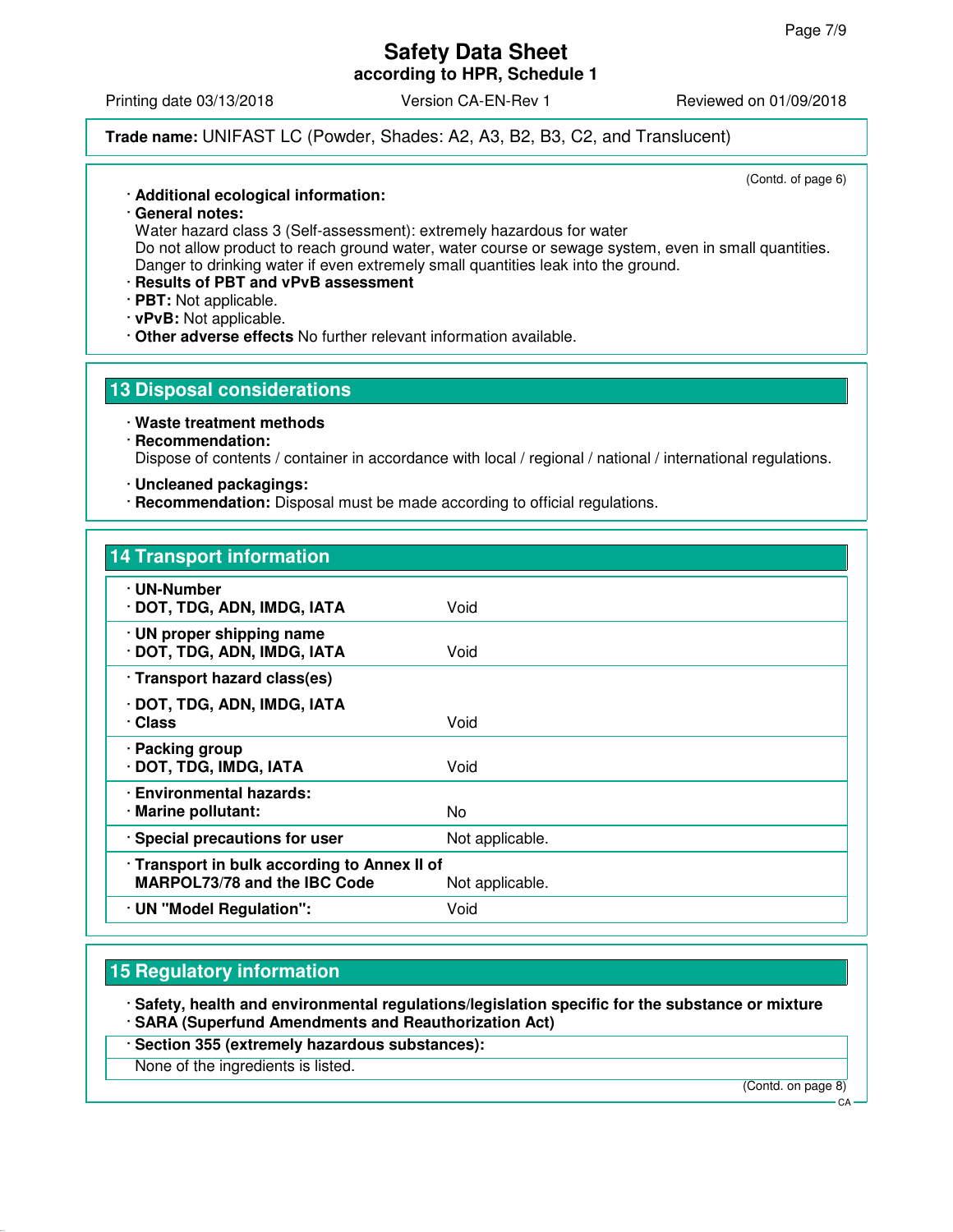**Trade name:** UNIFAST LC (Powder, Shades: A2, A3, B2, B3, C2, and Translucent)

(Contd. of page 6)

· **Additional ecological information:**
· **General notes:**
Water hazard class 3 (Self-assessment): extremely hazardous for water
Do not allow product to reach ground water, water course or sewage system, even in small quantities.
Danger to drinking water if even extremely small quantities leak into the ground.
· **Results of PBT and vPvB assessment**
· **PBT:** Not applicable.
· **vPvB:** Not applicable.
· **Other adverse effects** No further relevant information available.

## 13 Disposal considerations

· **Waste treatment methods**
· **Recommendation:**
Dispose of contents / container in accordance with local / regional / national / international regulations.

· **Uncleaned packagings:**
· **Recommendation:** Disposal must be made according to official regulations.

## 14 Transport information

| | |
|---|---|
| · **UN-Number**<br>· **DOT, TDG, ADN, IMDG, IATA** | Void |
| · **UN proper shipping name**<br>· **DOT, TDG, ADN, IMDG, IATA** | Void |
| · **Transport hazard class(es)**<br>· **DOT, TDG, ADN, IMDG, IATA**<br>· **Class** | Void |
| · **Packing group**<br>· **DOT, TDG, IMDG, IATA** | Void |
| · **Environmental hazards:**<br>· **Marine pollutant:** | No |
| · **Special precautions for user** | Not applicable. |
| · **Transport in bulk according to Annex II of MARPOL73/78 and the IBC Code** | Not applicable. |
| · **UN "Model Regulation":** | Void |

## 15 Regulatory information

· **Safety, health and environmental regulations/legislation specific for the substance or mixture**
· **SARA (Superfund Amendments and Reauthorization Act)**

· **Section 355 (extremely hazardous substances):**
None of the ingredients is listed.

(Contd. on page 8)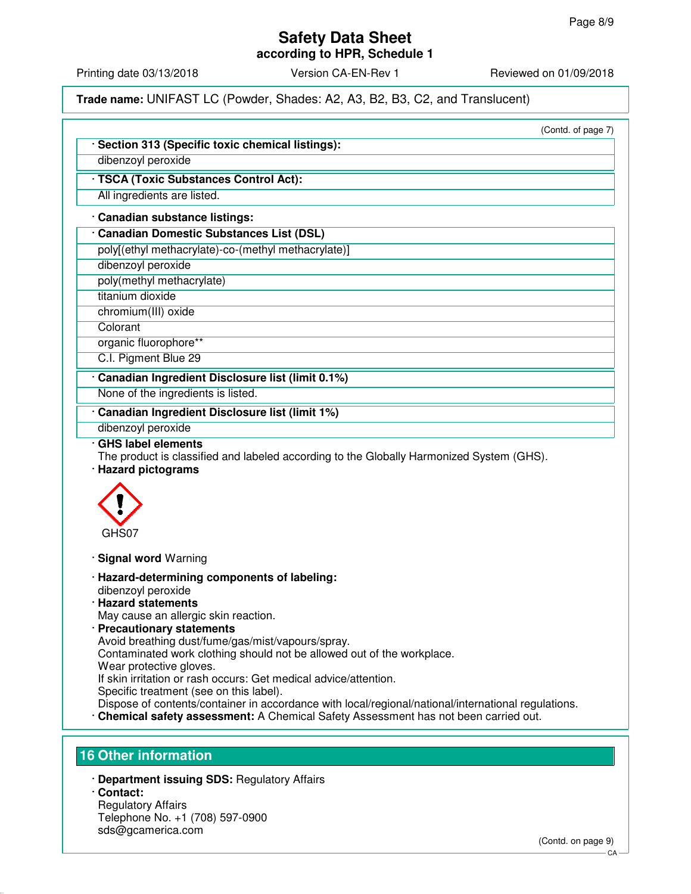**Trade name:** UNIFAST LC (Powder, Shades: A2, A3, B2, B3, C2, and Translucent)

(Contd. of page 7)

· **Section 313 (Specific toxic chemical listings):**

dibenzoyl peroxide

· **TSCA (Toxic Substances Control Act):**

All ingredients are listed.

· **Canadian substance listings:**

· **Canadian Domestic Substances List (DSL)**

poly[(ethyl methacrylate)-co-(methyl methacrylate)]

dibenzoyl peroxide

poly(methyl methacrylate)

titanium dioxide

chromium(III) oxide

Colorant

organic fluorophore**

C.I. Pigment Blue 29

· **Canadian Ingredient Disclosure list (limit 0.1%)**

None of the ingredients is listed.

· **Canadian Ingredient Disclosure list (limit 1%)**

dibenzoyl peroxide

· **GHS label elements**

The product is classified and labeled according to the Globally Harmonized System (GHS).

· **Hazard pictograms**

GHS07

· **Signal word** Warning

· **Hazard-determining components of labeling:**

dibenzoyl peroxide

· **Hazard statements**

May cause an allergic skin reaction.

· **Precautionary statements**

Avoid breathing dust/fume/gas/mist/vapours/spray.
Contaminated work clothing should not be allowed out of the workplace.
Wear protective gloves.
If skin irritation or rash occurs: Get medical advice/attention.
Specific treatment (see on this label).
Dispose of contents/container in accordance with local/regional/national/international regulations.

· **Chemical safety assessment:** A Chemical Safety Assessment has not been carried out.

## 16 Other information

· **Department issuing SDS:** Regulatory Affairs

· **Contact:**

Regulatory Affairs
Telephone No. +1 (708) 597-0900
sds@gcamerica.com

(Contd. on page 9)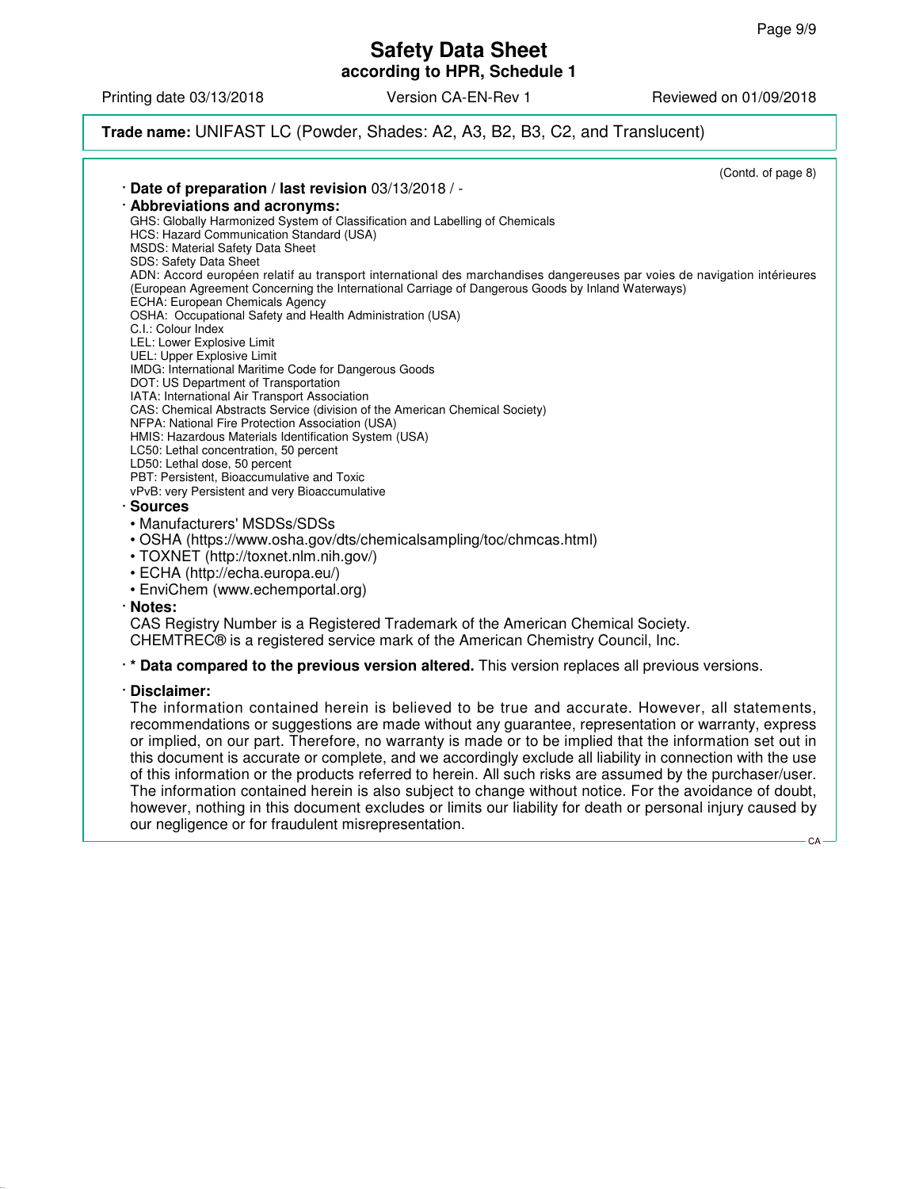Safety Data Sheet
according to HPR, Schedule 1

Printing date 03/13/2018 Version CA-EN-Rev 1 Reviewed on 01/09/2018

**Trade name:** UNIFAST LC (Powder, Shades: A2, A3, B2, B3, C2, and Translucent)

(Contd. of page 8)

· **Date of preparation / last revision** 03/13/2018 / -

· **Abbreviations and acronyms:**

GHS: Globally Harmonized System of Classification and Labelling of Chemicals
HCS: Hazard Communication Standard (USA)
MSDS: Material Safety Data Sheet
SDS: Safety Data Sheet
ADN: Accord européen relatif au transport international des marchandises dangereuses par voies de navigation intérieures (European Agreement Concerning the International Carriage of Dangerous Goods by Inland Waterways)
ECHA: European Chemicals Agency
OSHA: Occupational Safety and Health Administration (USA)
C.I.: Colour Index
LEL: Lower Explosive Limit
UEL: Upper Explosive Limit
IMDG: International Maritime Code for Dangerous Goods
DOT: US Department of Transportation
IATA: International Air Transport Association
CAS: Chemical Abstracts Service (division of the American Chemical Society)
NFPA: National Fire Protection Association (USA)
HMIS: Hazardous Materials Identification System (USA)
LC50: Lethal concentration, 50 percent
LD50: Lethal dose, 50 percent
PBT: Persistent, Bioaccumulative and Toxic
vPvB: very Persistent and very Bioaccumulative

· **Sources**

- Manufacturers' MSDSs/SDSs
- OSHA (https://www.osha.gov/dts/chemicalsampling/toc/chmcas.html)
- TOXNET (http://toxnet.nlm.nih.gov/)
- ECHA (http://echa.europa.eu/)
- EnviChem (www.echemportal.org)

· **Notes:**

CAS Registry Number is a Registered Trademark of the American Chemical Society.
CHEMTREC® is a registered service mark of the American Chemistry Council, Inc.

· **\* Data compared to the previous version altered.** This version replaces all previous versions.

· **Disclaimer:**

The information contained herein is believed to be true and accurate. However, all statements, recommendations or suggestions are made without any guarantee, representation or warranty, express or implied, on our part. Therefore, no warranty is made or to be implied that the information set out in this document is accurate or complete, and we accordingly exclude all liability in connection with the use of this information or the products referred to herein. All such risks are assumed by the purchaser/user. The information contained herein is also subject to change without notice. For the avoidance of doubt, however, nothing in this document excludes or limits our liability for death or personal injury caused by our negligence or for fraudulent misrepresentation.

CA